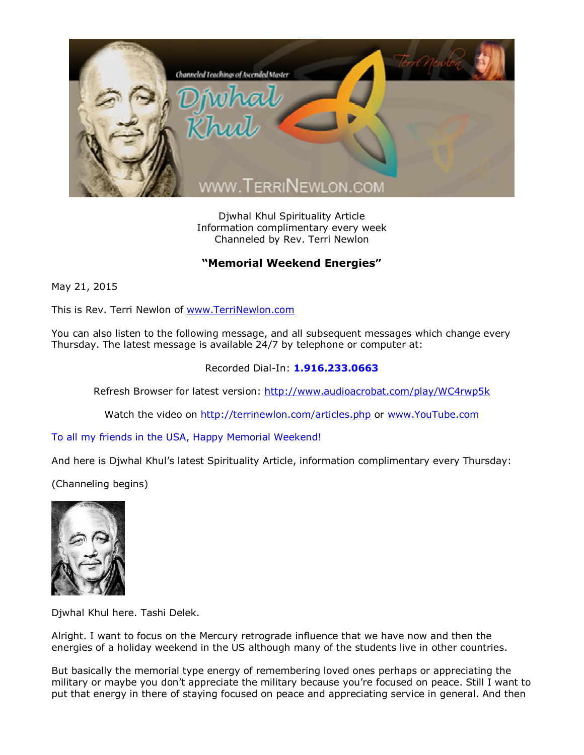Djwhal Khul Spirituality Article
Information complimentary every week
Channeled by Rev. Terri Newlon

## "Memorial Weekend Energies"

May 21, 2015

This is Rev. Terri Newlon of www.TerriNewlon.com

You can also listen to the following message, and all subsequent messages which change every Thursday. The latest message is available 24/7 by telephone or computer at:

Recorded Dial-In: **1.916.233.0663**

Refresh Browser for latest version: http://www.audioacrobat.com/play/WC4rwp5k

Watch the video on http://terrinewlon.com/articles.php or www.YouTube.com

To all my friends in the USA, Happy Memorial Weekend!

And here is Djwhal Khul's latest Spirituality Article, information complimentary every Thursday:

(Channeling begins)

Djwhal Khul here. Tashi Delek.

Alright. I want to focus on the Mercury retrograde influence that we have now and then the energies of a holiday weekend in the US although many of the students live in other countries.

But basically the memorial type energy of remembering loved ones perhaps or appreciating the military or maybe you don't appreciate the military because you're focused on peace. Still I want to put that energy in there of staying focused on peace and appreciating service in general. And then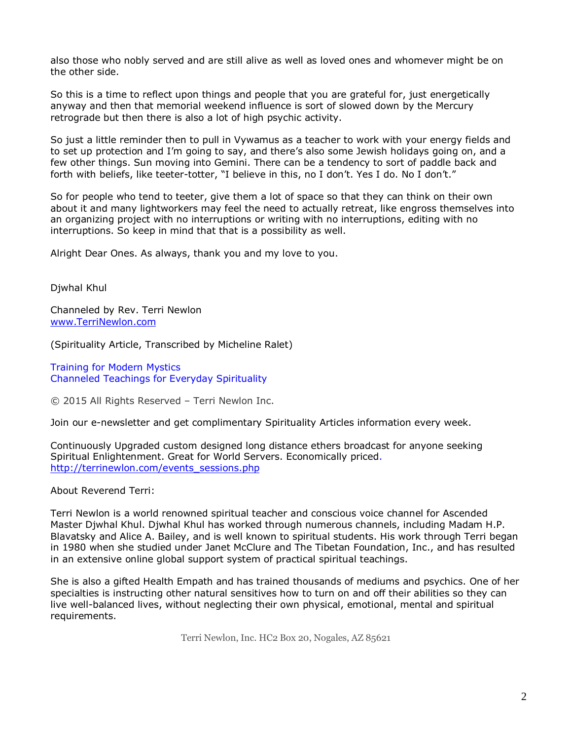also those who nobly served and are still alive as well as loved ones and whomever might be on the other side.

So this is a time to reflect upon things and people that you are grateful for, just energetically anyway and then that memorial weekend influence is sort of slowed down by the Mercury retrograde but then there is also a lot of high psychic activity.

So just a little reminder then to pull in Vywamus as a teacher to work with your energy fields and to set up protection and I'm going to say, and there's also some Jewish holidays going on, and a few other things. Sun moving into Gemini. There can be a tendency to sort of paddle back and forth with beliefs, like teeter-totter, "I believe in this, no I don't. Yes I do. No I don't."

So for people who tend to teeter, give them a lot of space so that they can think on their own about it and many lightworkers may feel the need to actually retreat, like engross themselves into an organizing project with no interruptions or writing with no interruptions, editing with no interruptions. So keep in mind that that is a possibility as well.

Alright Dear Ones. As always, thank you and my love to you.

Djwhal Khul

Channeled by Rev. Terri Newlon
www.TerriNewlon.com

(Spirituality Article, Transcribed by Micheline Ralet)

Training for Modern Mystics
Channeled Teachings for Everyday Spirituality

© 2015 All Rights Reserved – Terri Newlon Inc.

Join our e-newsletter and get complimentary Spirituality Articles information every week.

Continuously Upgraded custom designed long distance ethers broadcast for anyone seeking Spiritual Enlightenment. Great for World Servers. Economically priced.
http://terrinewlon.com/events_sessions.php

About Reverend Terri:

Terri Newlon is a world renowned spiritual teacher and conscious voice channel for Ascended Master Djwhal Khul. Djwhal Khul has worked through numerous channels, including Madam H.P. Blavatsky and Alice A. Bailey, and is well known to spiritual students. His work through Terri began in 1980 when she studied under Janet McClure and The Tibetan Foundation, Inc., and has resulted in an extensive online global support system of practical spiritual teachings.

She is also a gifted Health Empath and has trained thousands of mediums and psychics. One of her specialties is instructing other natural sensitives how to turn on and off their abilities so they can live well-balanced lives, without neglecting their own physical, emotional, mental and spiritual requirements.

Terri Newlon, Inc. HC2 Box 20, Nogales, AZ 85621